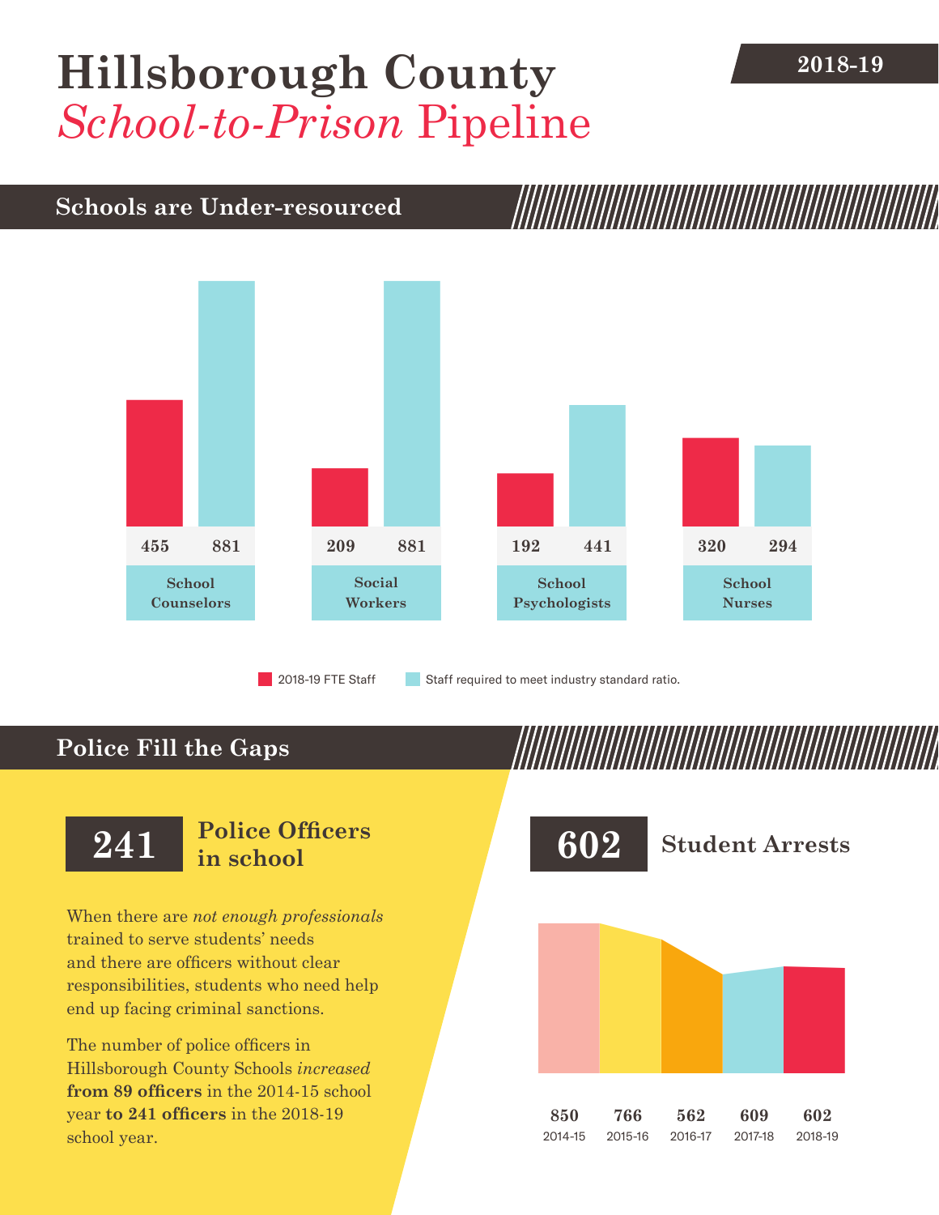# Hillsborough County *School-to-Prison* Pipeline

**2018-19**

## Schools are Under-resourced

| | 2018-19 FTE Staff | Staff required to meet industry standard ratio. |
| --- | --- | --- |
| School Counselors | 455 | 881 |
| Social Workers | 209 | 881 |
| School Psychologists | 192 | 441 |
| School Nurses | 320 | 294 |

## Police Fill the Gaps

**241** **Police Officers in school**

When there are *not enough professionals* trained to serve students' needs and there are officers without clear responsibilities, students who need help end up facing criminal sanctions.

The number of police officers in Hillsborough County Schools *increased* **from 89 officers** in the 2014-15 school year **to 241 officers** in the 2018-19 school year.

**602** **Student Arrests**

| 2014-15 | 2015-16 | 2016-17 | 2017-18 | 2018-19 |
| --- | --- | --- | --- | --- |
| 850 | 766 | 562 | 609 | 602 |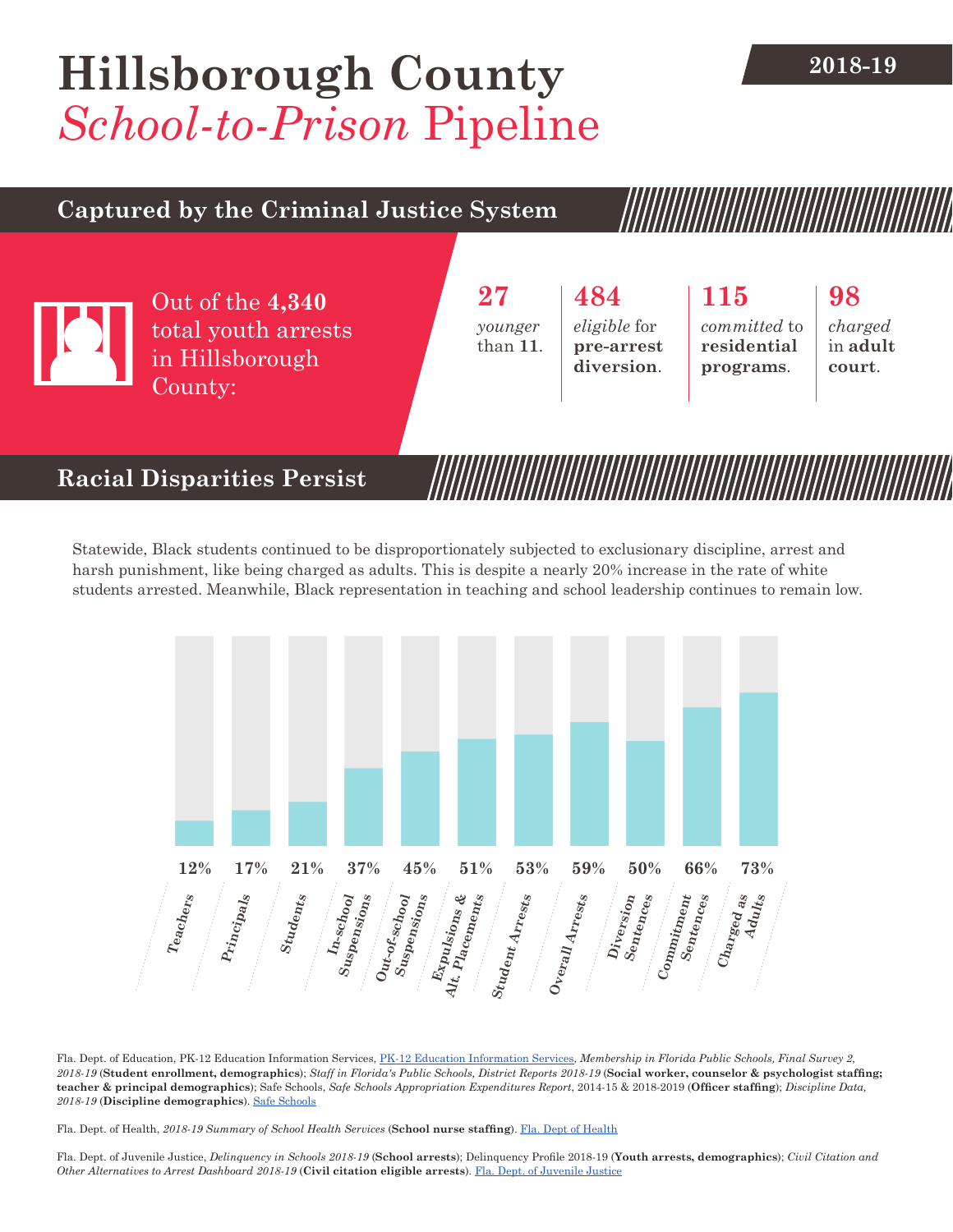# Hillsborough County *School-to-Prison* Pipeline

2018-19

## Captured by the Criminal Justice System

Out of the **4,340** total youth arrests in Hillsborough County:

**27** *younger* than **11**.

**484** *eligible* for **pre-arrest diversion**.

**115** *committed* to **residential programs**.

**98** *charged* in **adult court**.

## Racial Disparities Persist

Statewide, Black students continued to be disproportionately subjected to exclusionary discipline, arrest and harsh punishment, like being charged as adults. This is despite a nearly 20% increase in the rate of white students arrested. Meanwhile, Black representation in teaching and school leadership continues to remain low.

12% Teachers
17% Principals
21% Students
37% In-school Suspensions
45% Out-of-school Suspensions
51% Expulsions & Alt. Placements
53% Student Arrests
59% Overall Arrests
50% Diversion Sentences
66% Commitment Sentences
73% Charged as Adults

Fla. Dept. of Education, PK-12 Education Information Services, PK-12 Education Information Services, *Membership in Florida Public Schools, Final Survey 2, 2018-19* (**Student enrollment, demographics**); *Staff in Florida's Public Schools, District Reports 2018-19* (**Social worker, counselor & psychologist staffing; teacher & principal demographics**); Safe Schools, *Safe Schools Appropriation Expenditures Report*, 2014-15 & 2018-2019 (**Officer staffing**); *Discipline Data, 2018-19* (**Discipline demographics**). Safe Schools

Fla. Dept. of Health, *2018-19 Summary of School Health Services* (**School nurse staffing**). Fla. Dept of Health

Fla. Dept. of Juvenile Justice, *Delinquency in Schools 2018-19* (**School arrests**); Delinquency Profile 2018-19 (**Youth arrests, demographics**); *Civil Citation and Other Alternatives to Arrest Dashboard 2018-19* (**Civil citation eligible arrests**). Fla. Dept. of Juvenile Justice